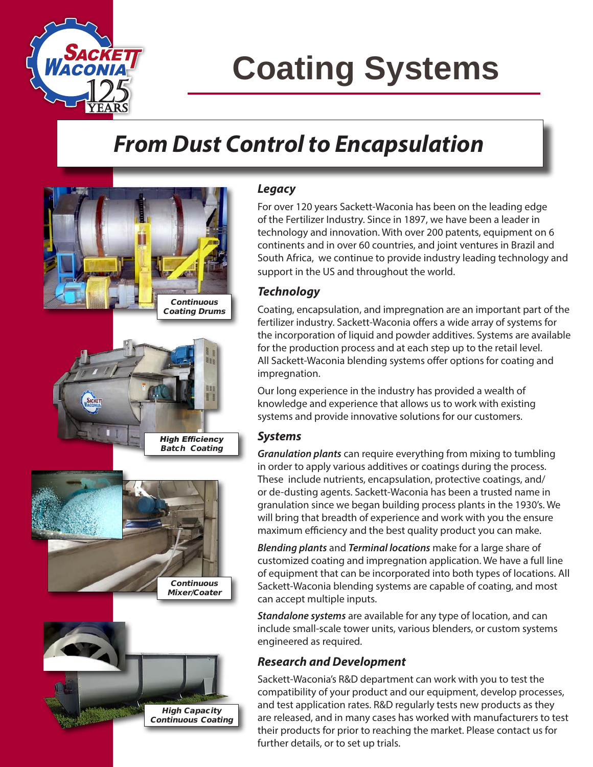# Coating Systems

## From Dust Control to Encapsulation

Continuous Coating Drums

High Efficiency Batch Coating

Continuous Mixer/Coater

High Capacity Continuous Coating

### Legacy

For over 120 years Sackett-Waconia has been on the leading edge of the Fertilizer Industry. Since in 1897, we have been a leader in technology and innovation. With over 200 patents, equipment on 6 continents and in over 60 countries, and joint ventures in Brazil and South Africa, we continue to provide industry leading technology and support in the US and throughout the world.

### Technology

Coating, encapsulation, and impregnation are an important part of the fertilizer industry. Sackett-Waconia offers a wide array of systems for the incorporation of liquid and powder additives. Systems are available for the production process and at each step up to the retail level. All Sackett-Waconia blending systems offer options for coating and impregnation.

Our long experience in the industry has provided a wealth of knowledge and experience that allows us to work with existing systems and provide innovative solutions for our customers.

### Systems

***Granulation plants*** can require everything from mixing to tumbling in order to apply various additives or coatings during the process. These include nutrients, encapsulation, protective coatings, and/or de-dusting agents. Sackett-Waconia has been a trusted name in granulation since we began building process plants in the 1930's. We will bring that breadth of experience and work with you the ensure maximum efficiency and the best quality product you can make.

***Blending plants*** and ***Terminal locations*** make for a large share of customized coating and impregnation application. We have a full line of equipment that can be incorporated into both types of locations. All Sackett-Waconia blending systems are capable of coating, and most can accept multiple inputs.

***Standalone systems*** are available for any type of location, and can include small-scale tower units, various blenders, or custom systems engineered as required.

### Research and Development

Sackett-Waconia's R&D department can work with you to test the compatibility of your product and our equipment, develop processes, and test application rates. R&D regularly tests new products as they are released, and in many cases has worked with manufacturers to test their products for prior to reaching the market. Please contact us for further details, or to set up trials.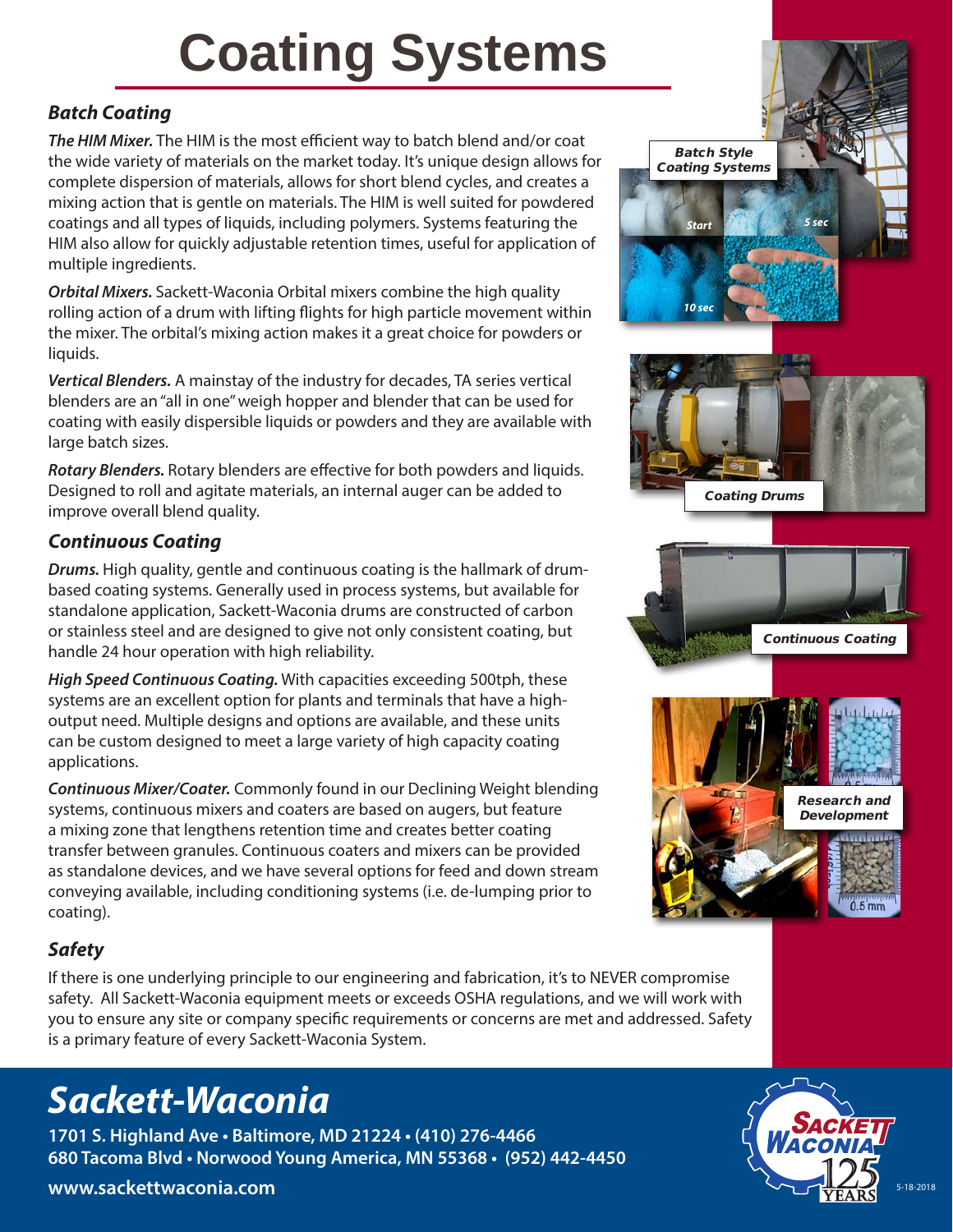# Coating Systems

## Batch Coating

***The HIM Mixer.*** The HIM is the most efficient way to batch blend and/or coat the wide variety of materials on the market today. It's unique design allows for complete dispersion of materials, allows for short blend cycles, and creates a mixing action that is gentle on materials. The HIM is well suited for powdered coatings and all types of liquids, including polymers. Systems featuring the HIM also allow for quickly adjustable retention times, useful for application of multiple ingredients.

***Orbital Mixers.*** Sackett-Waconia Orbital mixers combine the high quality rolling action of a drum with lifting flights for high particle movement within the mixer. The orbital's mixing action makes it a great choice for powders or liquids.

***Vertical Blenders.*** A mainstay of the industry for decades, TA series vertical blenders are an "all in one" weigh hopper and blender that can be used for coating with easily dispersible liquids or powders and they are available with large batch sizes.

***Rotary Blenders.*** Rotary blenders are effective for both powders and liquids. Designed to roll and agitate materials, an internal auger can be added to improve overall blend quality.

## Continuous Coating

***Drums.*** High quality, gentle and continuous coating is the hallmark of drum-based coating systems. Generally used in process systems, but available for standalone application, Sackett-Waconia drums are constructed of carbon or stainless steel and are designed to give not only consistent coating, but handle 24 hour operation with high reliability.

***High Speed Continuous Coating.*** With capacities exceeding 500tph, these systems are an excellent option for plants and terminals that have a high-output need. Multiple designs and options are available, and these units can be custom designed to meet a large variety of high capacity coating applications.

***Continuous Mixer/Coater.*** Commonly found in our Declining Weight blending systems, continuous mixers and coaters are based on augers, but feature a mixing zone that lengthens retention time and creates better coating transfer between granules. Continuous coaters and mixers can be provided as standalone devices, and we have several options for feed and down stream conveying available, including conditioning systems (i.e. de-lumping prior to coating).

## Safety

If there is one underlying principle to our engineering and fabrication, it's to NEVER compromise safety. All Sackett-Waconia equipment meets or exceeds OSHA regulations, and we will work with you to ensure any site or company specific requirements or concerns are met and addressed. Safety is a primary feature of every Sackett-Waconia System.

Batch Style Coating Systems

Start

5 sec

10 sec

Coating Drums

Continuous Coating

Research and Development

0.5 mm

## Sackett-Waconia

**1701 S. Highland Ave • Baltimore, MD 21224 • (410) 276-4466**
**680 Tacoma Blvd • Norwood Young America, MN 55368 • (952) 442-4450**

**www.sackettwaconia.com**

Sackett Waconia 125 Years

5-18-2018